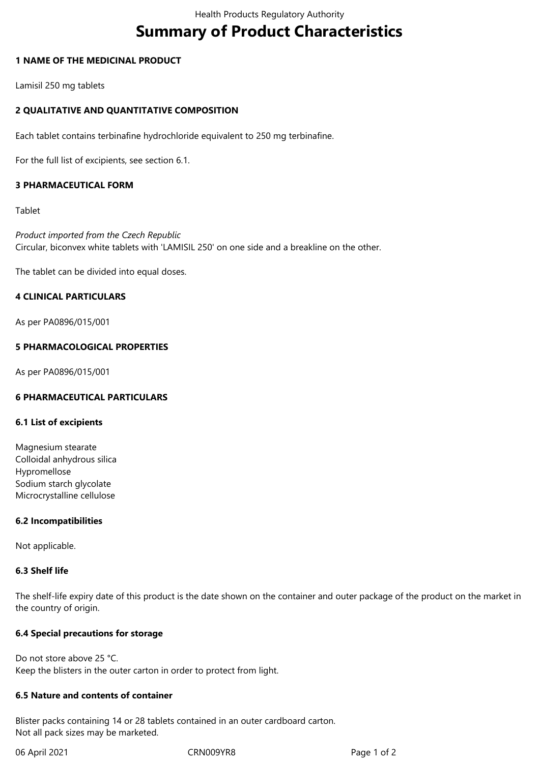# Summary of Product Characteristics

## 1 NAME OF THE MEDICINAL PRODUCT

Lamisil 250 mg tablets

## 2 QUALITATIVE AND QUANTITATIVE COMPOSITION

Each tablet contains terbinafine hydrochloride equivalent to 250 mg terbinafine.

For the full list of excipients, see section 6.1.

## 3 PHARMACEUTICAL FORM

Tablet

*Product imported from the Czech Republic*
Circular, biconvex white tablets with 'LAMISIL 250' on one side and a breakline on the other.

The tablet can be divided into equal doses.

## 4 CLINICAL PARTICULARS

As per PA0896/015/001

## 5 PHARMACOLOGICAL PROPERTIES

As per PA0896/015/001

## 6 PHARMACEUTICAL PARTICULARS

### 6.1 List of excipients

Magnesium stearate
Colloidal anhydrous silica
Hypromellose
Sodium starch glycolate
Microcrystalline cellulose

### 6.2 Incompatibilities

Not applicable.

### 6.3 Shelf life

The shelf-life expiry date of this product is the date shown on the container and outer package of the product on the market in the country of origin.

### 6.4 Special precautions for storage

Do not store above 25 °C.
Keep the blisters in the outer carton in order to protect from light.

### 6.5 Nature and contents of container

Blister packs containing 14 or 28 tablets contained in an outer cardboard carton.
Not all pack sizes may be marketed.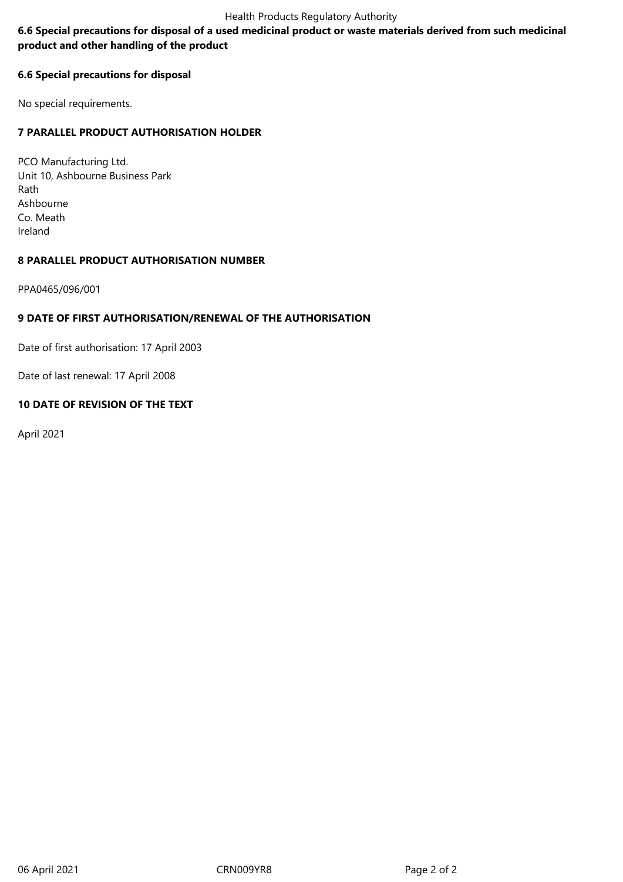**6.6 Special precautions for disposal of a used medicinal product or waste materials derived from such medicinal product and other handling of the product**

**6.6 Special precautions for disposal**

No special requirements.

**7 PARALLEL PRODUCT AUTHORISATION HOLDER**

PCO Manufacturing Ltd.
Unit 10, Ashbourne Business Park
Rath
Ashbourne
Co. Meath
Ireland

**8 PARALLEL PRODUCT AUTHORISATION NUMBER**

PPA0465/096/001

**9 DATE OF FIRST AUTHORISATION/RENEWAL OF THE AUTHORISATION**

Date of first authorisation: 17 April 2003

Date of last renewal: 17 April 2008

**10 DATE OF REVISION OF THE TEXT**

April 2021